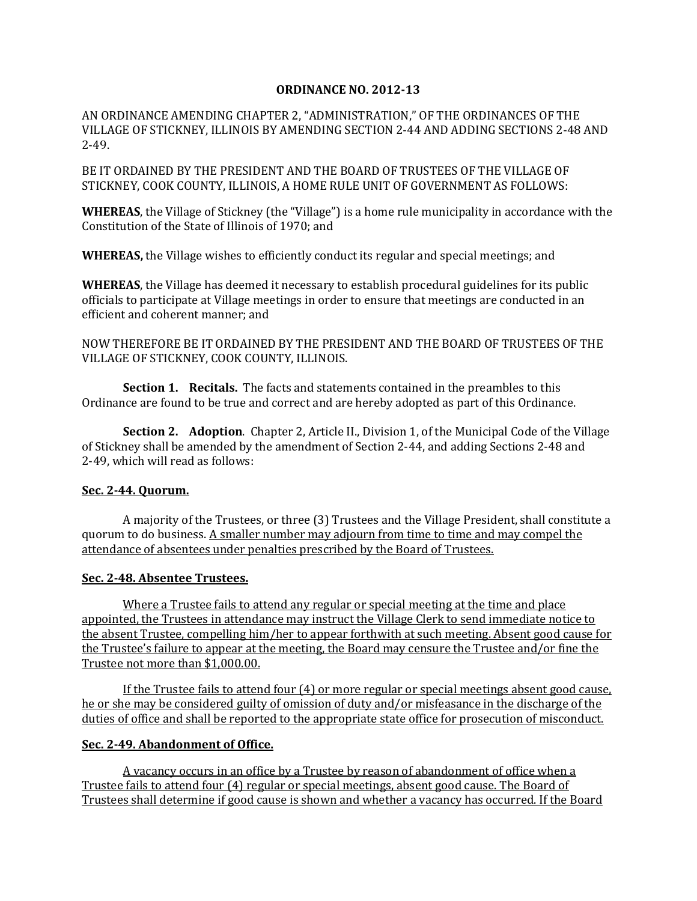**ORDINANCE NO. 2012-13**

AN ORDINANCE AMENDING CHAPTER 2, "ADMINISTRATION," OF THE ORDINANCES OF THE VILLAGE OF STICKNEY, ILLINOIS BY AMENDING SECTION 2-44 AND ADDING SECTIONS 2-48 AND 2-49.

BE IT ORDAINED BY THE PRESIDENT AND THE BOARD OF TRUSTEES OF THE VILLAGE OF STICKNEY, COOK COUNTY, ILLINOIS, A HOME RULE UNIT OF GOVERNMENT AS FOLLOWS:

**WHEREAS**, the Village of Stickney (the "Village") is a home rule municipality in accordance with the Constitution of the State of Illinois of 1970; and

**WHEREAS,** the Village wishes to efficiently conduct its regular and special meetings; and

**WHEREAS**, the Village has deemed it necessary to establish procedural guidelines for its public officials to participate at Village meetings in order to ensure that meetings are conducted in an efficient and coherent manner; and

NOW THEREFORE BE IT ORDAINED BY THE PRESIDENT AND THE BOARD OF TRUSTEES OF THE VILLAGE OF STICKNEY, COOK COUNTY, ILLINOIS.

**Section 1. Recitals.** The facts and statements contained in the preambles to this Ordinance are found to be true and correct and are hereby adopted as part of this Ordinance.

**Section 2. Adoption**. Chapter 2, Article II., Division 1, of the Municipal Code of the Village of Stickney shall be amended by the amendment of Section 2-44, and adding Sections 2-48 and 2-49, which will read as follows:

**Sec. 2-44. Quorum.**

A majority of the Trustees, or three (3) Trustees and the Village President, shall constitute a quorum to do business. A smaller number may adjourn from time to time and may compel the attendance of absentees under penalties prescribed by the Board of Trustees.

**Sec. 2-48. Absentee Trustees.**

Where a Trustee fails to attend any regular or special meeting at the time and place appointed, the Trustees in attendance may instruct the Village Clerk to send immediate notice to the absent Trustee, compelling him/her to appear forthwith at such meeting. Absent good cause for the Trustee's failure to appear at the meeting, the Board may censure the Trustee and/or fine the Trustee not more than $1,000.00.

If the Trustee fails to attend four (4) or more regular or special meetings absent good cause, he or she may be considered guilty of omission of duty and/or misfeasance in the discharge of the duties of office and shall be reported to the appropriate state office for prosecution of misconduct.

**Sec. 2-49. Abandonment of Office.**

A vacancy occurs in an office by a Trustee by reason of abandonment of office when a Trustee fails to attend four (4) regular or special meetings, absent good cause. The Board of Trustees shall determine if good cause is shown and whether a vacancy has occurred. If the Board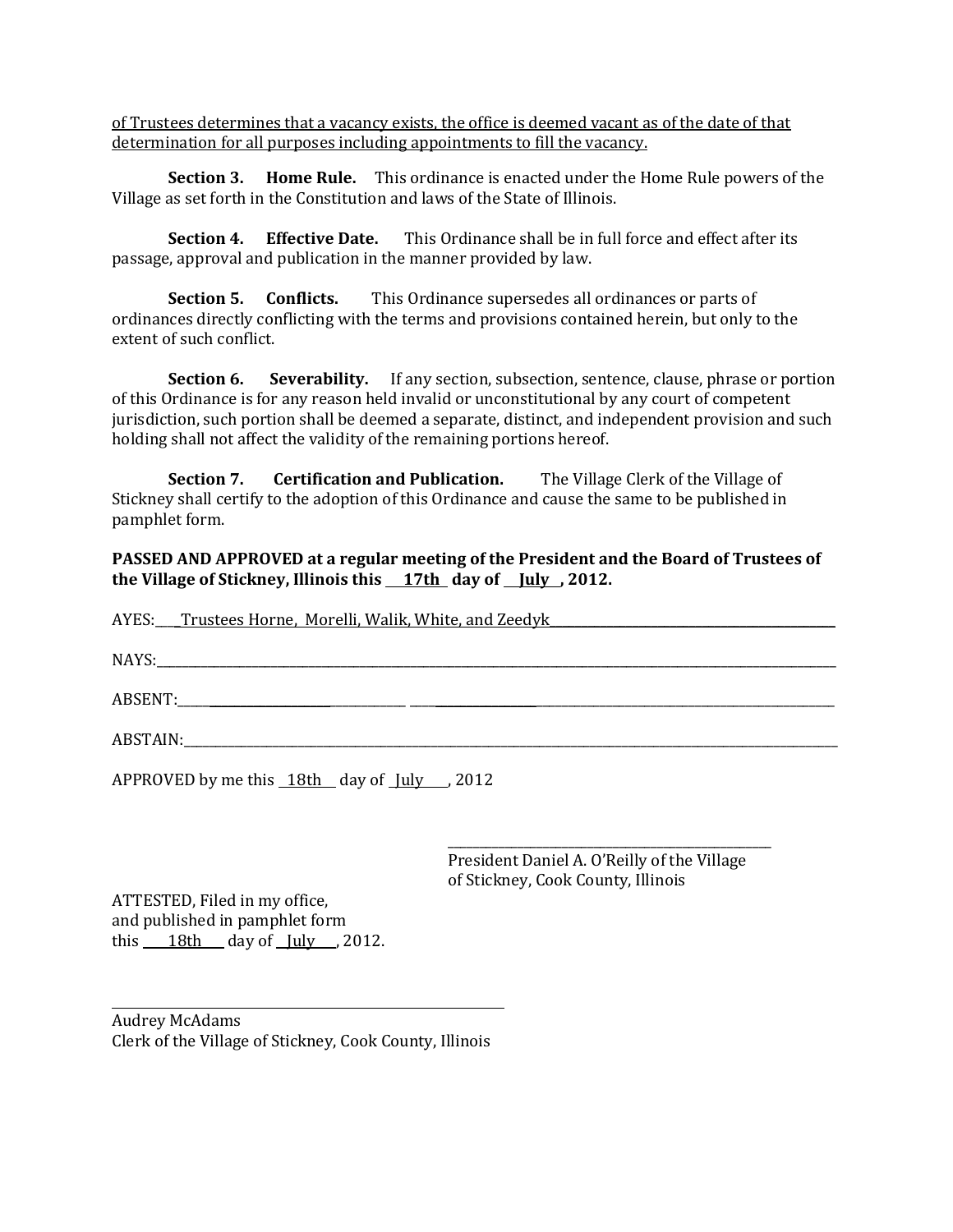of Trustees determines that a vacancy exists, the office is deemed vacant as of the date of that determination for all purposes including appointments to fill the vacancy.

**Section 3. Home Rule.** This ordinance is enacted under the Home Rule powers of the Village as set forth in the Constitution and laws of the State of Illinois.

**Section 4. Effective Date.** This Ordinance shall be in full force and effect after its passage, approval and publication in the manner provided by law.

**Section 5. Conflicts.** This Ordinance supersedes all ordinances or parts of ordinances directly conflicting with the terms and provisions contained herein, but only to the extent of such conflict.

**Section 6. Severability.** If any section, subsection, sentence, clause, phrase or portion of this Ordinance is for any reason held invalid or unconstitutional by any court of competent jurisdiction, such portion shall be deemed a separate, distinct, and independent provision and such holding shall not affect the validity of the remaining portions hereof.

**Section 7. Certification and Publication.** The Village Clerk of the Village of Stickney shall certify to the adoption of this Ordinance and cause the same to be published in pamphlet form.

**PASSED AND APPROVED at a regular meeting of the President and the Board of Trustees of the Village of Stickney, Illinois this 17th day of July, 2012.**

AYES: Trustees Horne, Morelli, Walik, White, and Zeedyk

NAYS: ____________________

ABSENT: ____________________

ABSTAIN: ____________________

APPROVED by me this 18th day of July, 2012

____________________
President Daniel A. O'Reilly of the Village
of Stickney, Cook County, Illinois

ATTESTED, Filed in my office,
and published in pamphlet form
this 18th day of July, 2012.

____________________
Audrey McAdams
Clerk of the Village of Stickney, Cook County, Illinois